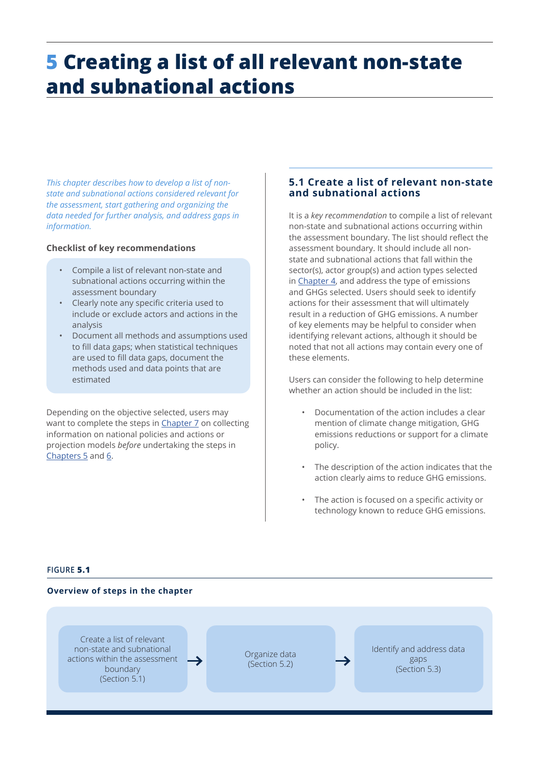# 5 Creating a list of all relevant non-state and subnational actions

*This chapter describes how to develop a list of non-state and subnational actions considered relevant for the assessment, start gathering and organizing the data needed for further analysis, and address gaps in information.*

**Checklist of key recommendations**

- Compile a list of relevant non-state and subnational actions occurring within the assessment boundary
- Clearly note any specific criteria used to include or exclude actors and actions in the analysis
- Document all methods and assumptions used to fill data gaps; when statistical techniques are used to fill data gaps, document the methods used and data points that are estimated

Depending on the objective selected, users may want to complete the steps in Chapter 7 on collecting information on national policies and actions or projection models *before* undertaking the steps in Chapters 5 and 6.

## 5.1 Create a list of relevant non-state and subnational actions

It is a *key recommendation* to compile a list of relevant non-state and subnational actions occurring within the assessment boundary. The list should reflect the assessment boundary. It should include all non-state and subnational actions that fall within the sector(s), actor group(s) and action types selected in Chapter 4, and address the type of emissions and GHGs selected. Users should seek to identify actions for their assessment that will ultimately result in a reduction of GHG emissions. A number of key elements may be helpful to consider when identifying relevant actions, although it should be noted that not all actions may contain every one of these elements.

Users can consider the following to help determine whether an action should be included in the list:

- Documentation of the action includes a clear mention of climate change mitigation, GHG emissions reductions or support for a climate policy.
- The description of the action indicates that the action clearly aims to reduce GHG emissions.
- The action is focused on a specific activity or technology known to reduce GHG emissions.

**FIGURE 5.1**

**Overview of steps in the chapter**

Create a list of relevant non-state and subnational actions within the assessment boundary (Section 5.1) → Organize data (Section 5.2) → Identify and address data gaps (Section 5.3)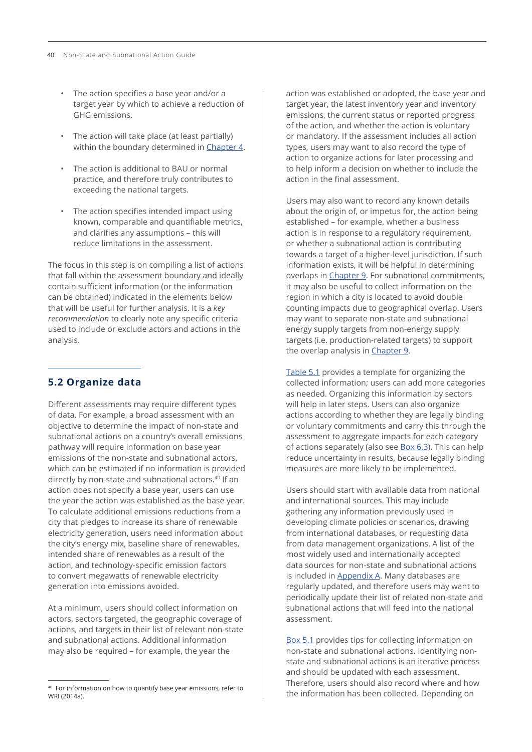- The action specifies a base year and/or a target year by which to achieve a reduction of GHG emissions.
- The action will take place (at least partially) within the boundary determined in Chapter 4.
- The action is additional to BAU or normal practice, and therefore truly contributes to exceeding the national targets.
- The action specifies intended impact using known, comparable and quantifiable metrics, and clarifies any assumptions – this will reduce limitations in the assessment.

The focus in this step is on compiling a list of actions that fall within the assessment boundary and ideally contain sufficient information (or the information can be obtained) indicated in the elements below that will be useful for further analysis. It is a *key recommendation* to clearly note any specific criteria used to include or exclude actors and actions in the analysis.

## 5.2 Organize data

Different assessments may require different types of data. For example, a broad assessment with an objective to determine the impact of non-state and subnational actions on a country's overall emissions pathway will require information on base year emissions of the non-state and subnational actors, which can be estimated if no information is provided directly by non-state and subnational actors.[40] If an action does not specify a base year, users can use the year the action was established as the base year. To calculate additional emissions reductions from a city that pledges to increase its share of renewable electricity generation, users need information about the city's energy mix, baseline share of renewables, intended share of renewables as a result of the action, and technology-specific emission factors to convert megawatts of renewable electricity generation into emissions avoided.

At a minimum, users should collect information on actors, sectors targeted, the geographic coverage of actions, and targets in their list of relevant non-state and subnational actions. Additional information may also be required – for example, the year the action was established or adopted, the base year and target year, the latest inventory year and inventory emissions, the current status or reported progress of the action, and whether the action is voluntary or mandatory. If the assessment includes all action types, users may want to also record the type of action to organize actions for later processing and to help inform a decision on whether to include the action in the final assessment.

Users may also want to record any known details about the origin of, or impetus for, the action being established – for example, whether a business action is in response to a regulatory requirement, or whether a subnational action is contributing towards a target of a higher-level jurisdiction. If such information exists, it will be helpful in determining overlaps in Chapter 9. For subnational commitments, it may also be useful to collect information on the region in which a city is located to avoid double counting impacts due to geographical overlap. Users may want to separate non-state and subnational energy supply targets from non-energy supply targets (i.e. production-related targets) to support the overlap analysis in Chapter 9.

Table 5.1 provides a template for organizing the collected information; users can add more categories as needed. Organizing this information by sectors will help in later steps. Users can also organize actions according to whether they are legally binding or voluntary commitments and carry this through the assessment to aggregate impacts for each category of actions separately (also see Box 6.3). This can help reduce uncertainty in results, because legally binding measures are more likely to be implemented.

Users should start with available data from national and international sources. This may include gathering any information previously used in developing climate policies or scenarios, drawing from international databases, or requesting data from data management organizations. A list of the most widely used and internationally accepted data sources for non-state and subnational actions is included in Appendix A. Many databases are regularly updated, and therefore users may want to periodically update their list of related non-state and subnational actions that will feed into the national assessment.

Box 5.1 provides tips for collecting information on non-state and subnational actions. Identifying non-state and subnational actions is an iterative process and should be updated with each assessment. Therefore, users should also record where and how the information has been collected. Depending on

[40] For information on how to quantify base year emissions, refer to WRI (2014a).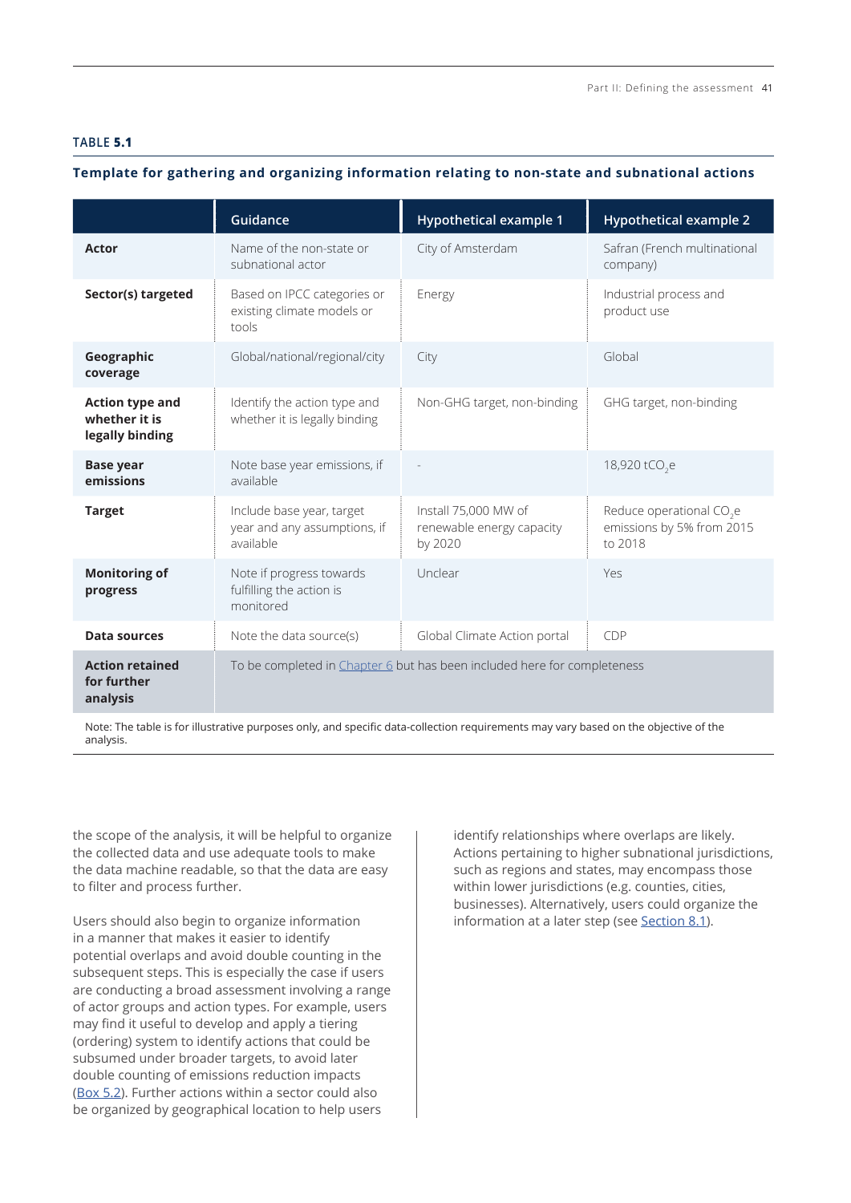**TABLE 5.1**

**Template for gathering and organizing information relating to non-state and subnational actions**

| | Guidance | Hypothetical example 1 | Hypothetical example 2 |
|---|---|---|---|
| **Actor** | Name of the non-state or subnational actor | City of Amsterdam | Safran (French multinational company) |
| **Sector(s) targeted** | Based on IPCC categories or existing climate models or tools | Energy | Industrial process and product use |
| **Geographic coverage** | Global/national/regional/city | City | Global |
| **Action type and whether it is legally binding** | Identify the action type and whether it is legally binding | Non-GHG target, non-binding | GHG target, non-binding |
| **Base year emissions** | Note base year emissions, if available | - | 18,920 $tCO_2e$ |
| **Target** | Include base year, target year and any assumptions, if available | Install 75,000 MW of renewable energy capacity by 2020 | Reduce operational $CO_2e$ emissions by 5% from 2015 to 2018 |
| **Monitoring of progress** | Note if progress towards fulfilling the action is monitored | Unclear | Yes |
| **Data sources** | Note the data source(s) | Global Climate Action portal | CDP |
| **Action retained for further analysis** | To be completed in Chapter 6 but has been included here for completeness | | |

Note: The table is for illustrative purposes only, and specific data-collection requirements may vary based on the objective of the analysis.

the scope of the analysis, it will be helpful to organize the collected data and use adequate tools to make the data machine readable, so that the data are easy to filter and process further.

Users should also begin to organize information in a manner that makes it easier to identify potential overlaps and avoid double counting in the subsequent steps. This is especially the case if users are conducting a broad assessment involving a range of actor groups and action types. For example, users may find it useful to develop and apply a tiering (ordering) system to identify actions that could be subsumed under broader targets, to avoid later double counting of emissions reduction impacts (Box 5.2). Further actions within a sector could also be organized by geographical location to help users identify relationships where overlaps are likely. Actions pertaining to higher subnational jurisdictions, such as regions and states, may encompass those within lower jurisdictions (e.g. counties, cities, businesses). Alternatively, users could organize the information at a later step (see Section 8.1).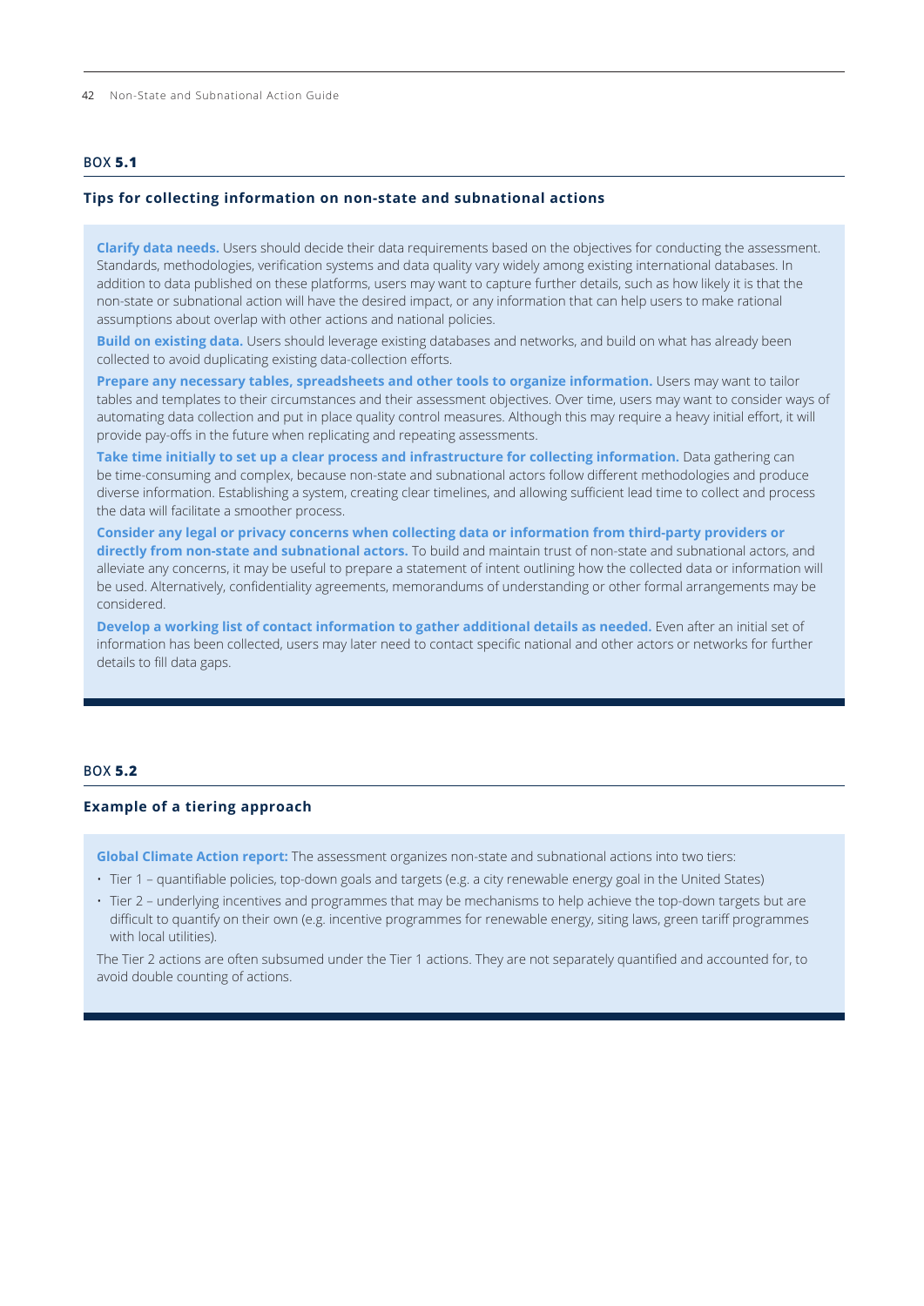BOX **5.1**

### Tips for collecting information on non-state and subnational actions

**Clarify data needs.** Users should decide their data requirements based on the objectives for conducting the assessment. Standards, methodologies, verification systems and data quality vary widely among existing international databases. In addition to data published on these platforms, users may want to capture further details, such as how likely it is that the non-state or subnational action will have the desired impact, or any information that can help users to make rational assumptions about overlap with other actions and national policies.

**Build on existing data.** Users should leverage existing databases and networks, and build on what has already been collected to avoid duplicating existing data-collection efforts.

**Prepare any necessary tables, spreadsheets and other tools to organize information.** Users may want to tailor tables and templates to their circumstances and their assessment objectives. Over time, users may want to consider ways of automating data collection and put in place quality control measures. Although this may require a heavy initial effort, it will provide pay-offs in the future when replicating and repeating assessments.

**Take time initially to set up a clear process and infrastructure for collecting information.** Data gathering can be time-consuming and complex, because non-state and subnational actors follow different methodologies and produce diverse information. Establishing a system, creating clear timelines, and allowing sufficient lead time to collect and process the data will facilitate a smoother process.

**Consider any legal or privacy concerns when collecting data or information from third-party providers or directly from non-state and subnational actors.** To build and maintain trust of non-state and subnational actors, and alleviate any concerns, it may be useful to prepare a statement of intent outlining how the collected data or information will be used. Alternatively, confidentiality agreements, memorandums of understanding or other formal arrangements may be considered.

**Develop a working list of contact information to gather additional details as needed.** Even after an initial set of information has been collected, users may later need to contact specific national and other actors or networks for further details to fill data gaps.

BOX **5.2**

### Example of a tiering approach

**Global Climate Action report:** The assessment organizes non-state and subnational actions into two tiers:

- Tier 1 – quantifiable policies, top-down goals and targets (e.g. a city renewable energy goal in the United States)
- Tier 2 – underlying incentives and programmes that may be mechanisms to help achieve the top-down targets but are difficult to quantify on their own (e.g. incentive programmes for renewable energy, siting laws, green tariff programmes with local utilities).

The Tier 2 actions are often subsumed under the Tier 1 actions. They are not separately quantified and accounted for, to avoid double counting of actions.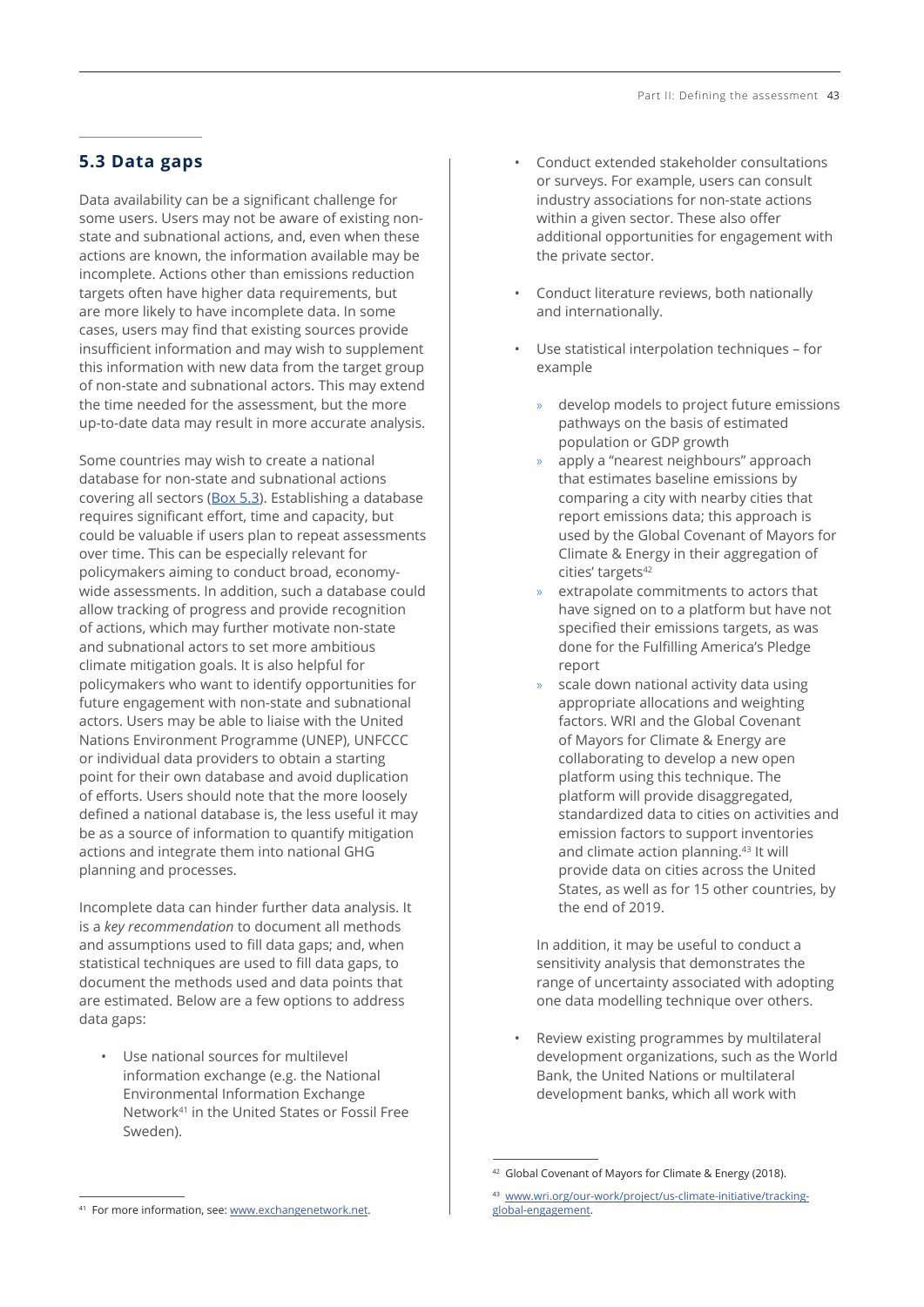## 5.3 Data gaps

Data availability can be a significant challenge for some users. Users may not be aware of existing non-state and subnational actions, and, even when these actions are known, the information available may be incomplete. Actions other than emissions reduction targets often have higher data requirements, but are more likely to have incomplete data. In some cases, users may find that existing sources provide insufficient information and may wish to supplement this information with new data from the target group of non-state and subnational actors. This may extend the time needed for the assessment, but the more up-to-date data may result in more accurate analysis.

Some countries may wish to create a national database for non-state and subnational actions covering all sectors (Box 5.3). Establishing a database requires significant effort, time and capacity, but could be valuable if users plan to repeat assessments over time. This can be especially relevant for policymakers aiming to conduct broad, economy-wide assessments. In addition, such a database could allow tracking of progress and provide recognition of actions, which may further motivate non-state and subnational actors to set more ambitious climate mitigation goals. It is also helpful for policymakers who want to identify opportunities for future engagement with non-state and subnational actors. Users may be able to liaise with the United Nations Environment Programme (UNEP), UNFCCC or individual data providers to obtain a starting point for their own database and avoid duplication of efforts. Users should note that the more loosely defined a national database is, the less useful it may be as a source of information to quantify mitigation actions and integrate them into national GHG planning and processes.

Incomplete data can hinder further data analysis. It is a *key recommendation* to document all methods and assumptions used to fill data gaps; and, when statistical techniques are used to fill data gaps, to document the methods used and data points that are estimated. Below are a few options to address data gaps:

- Use national sources for multilevel information exchange (e.g. the National Environmental Information Exchange Network[41] in the United States or Fossil Free Sweden).
- Conduct extended stakeholder consultations or surveys. For example, users can consult industry associations for non-state actions within a given sector. These also offer additional opportunities for engagement with the private sector.
- Conduct literature reviews, both nationally and internationally.
- Use statistical interpolation techniques – for example
  - develop models to project future emissions pathways on the basis of estimated population or GDP growth
  - apply a "nearest neighbours" approach that estimates baseline emissions by comparing a city with nearby cities that report emissions data; this approach is used by the Global Covenant of Mayors for Climate & Energy in their aggregation of cities' targets[42]
  - extrapolate commitments to actors that have signed on to a platform but have not specified their emissions targets, as was done for the Fulfilling America's Pledge report
  - scale down national activity data using appropriate allocations and weighting factors. WRI and the Global Covenant of Mayors for Climate & Energy are collaborating to develop a new open platform using this technique. The platform will provide disaggregated, standardized data to cities on activities and emission factors to support inventories and climate action planning.[43] It will provide data on cities across the United States, as well as for 15 other countries, by the end of 2019.

  In addition, it may be useful to conduct a sensitivity analysis that demonstrates the range of uncertainty associated with adopting one data modelling technique over others.
- Review existing programmes by multilateral development organizations, such as the World Bank, the United Nations or multilateral development banks, which all work with

---

[41] For more information, see: www.exchangenetwork.net.

[42] Global Covenant of Mayors for Climate & Energy (2018).

[43] www.wri.org/our-work/project/us-climate-initiative/tracking-global-engagement.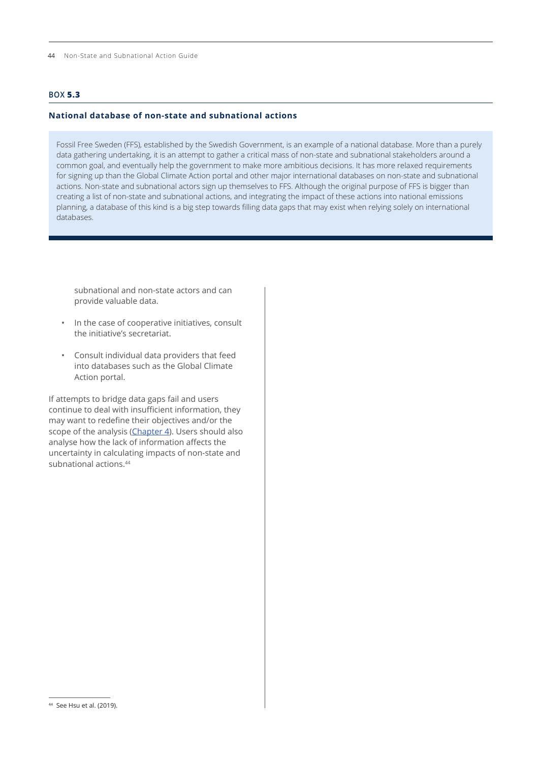**BOX 5.3**

**National database of non-state and subnational actions**

Fossil Free Sweden (FFS), established by the Swedish Government, is an example of a national database. More than a purely data gathering undertaking, it is an attempt to gather a critical mass of non-state and subnational stakeholders around a common goal, and eventually help the government to make more ambitious decisions. It has more relaxed requirements for signing up than the Global Climate Action portal and other major international databases on non-state and subnational actions. Non-state and subnational actors sign up themselves to FFS. Although the original purpose of FFS is bigger than creating a list of non-state and subnational actions, and integrating the impact of these actions into national emissions planning, a database of this kind is a big step towards filling data gaps that may exist when relying solely on international databases.

subnational and non-state actors and can provide valuable data.

- In the case of cooperative initiatives, consult the initiative's secretariat.
- Consult individual data providers that feed into databases such as the Global Climate Action portal.

If attempts to bridge data gaps fail and users continue to deal with insufficient information, they may want to redefine their objectives and/or the scope of the analysis (Chapter 4). Users should also analyse how the lack of information affects the uncertainty in calculating impacts of non-state and subnational actions.[44]

[44] See Hsu et al. (2019).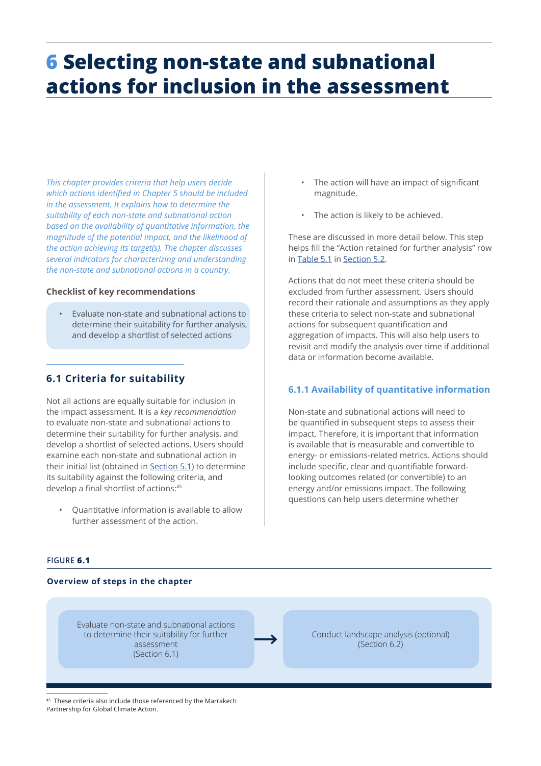# 6 Selecting non-state and subnational actions for inclusion in the assessment

*This chapter provides criteria that help users decide which actions identified in Chapter 5 should be included in the assessment. It explains how to determine the suitability of each non-state and subnational action based on the availability of quantitative information, the magnitude of the potential impact, and the likelihood of the action achieving its target(s). The chapter discusses several indicators for characterizing and understanding the non-state and subnational actions in a country.*

**Checklist of key recommendations**

- Evaluate non-state and subnational actions to determine their suitability for further analysis, and develop a shortlist of selected actions

## 6.1 Criteria for suitability

Not all actions are equally suitable for inclusion in the impact assessment. It is a *key recommendation* to evaluate non-state and subnational actions to determine their suitability for further analysis, and develop a shortlist of selected actions. Users should examine each non-state and subnational action in their initial list (obtained in Section 5.1) to determine its suitability against the following criteria, and develop a final shortlist of actions:[45]

- Quantitative information is available to allow further assessment of the action.
- The action will have an impact of significant magnitude.
- The action is likely to be achieved.

These are discussed in more detail below. This step helps fill the "Action retained for further analysis" row in Table 5.1 in Section 5.2.

Actions that do not meet these criteria should be excluded from further assessment. Users should record their rationale and assumptions as they apply these criteria to select non-state and subnational actions for subsequent quantification and aggregation of impacts. This will also help users to revisit and modify the analysis over time if additional data or information become available.

### 6.1.1 Availability of quantitative information

Non-state and subnational actions will need to be quantified in subsequent steps to assess their impact. Therefore, it is important that information is available that is measurable and convertible to energy- or emissions-related metrics. Actions should include specific, clear and quantifiable forward-looking outcomes related (or convertible) to an energy and/or emissions impact. The following questions can help users determine whether

**FIGURE 6.1**

**Overview of steps in the chapter**

Evaluate non-state and subnational actions to determine their suitability for further assessment (Section 6.1) → Conduct landscape analysis (optional) (Section 6.2)

[45] These criteria also include those referenced by the Marrakech Partnership for Global Climate Action.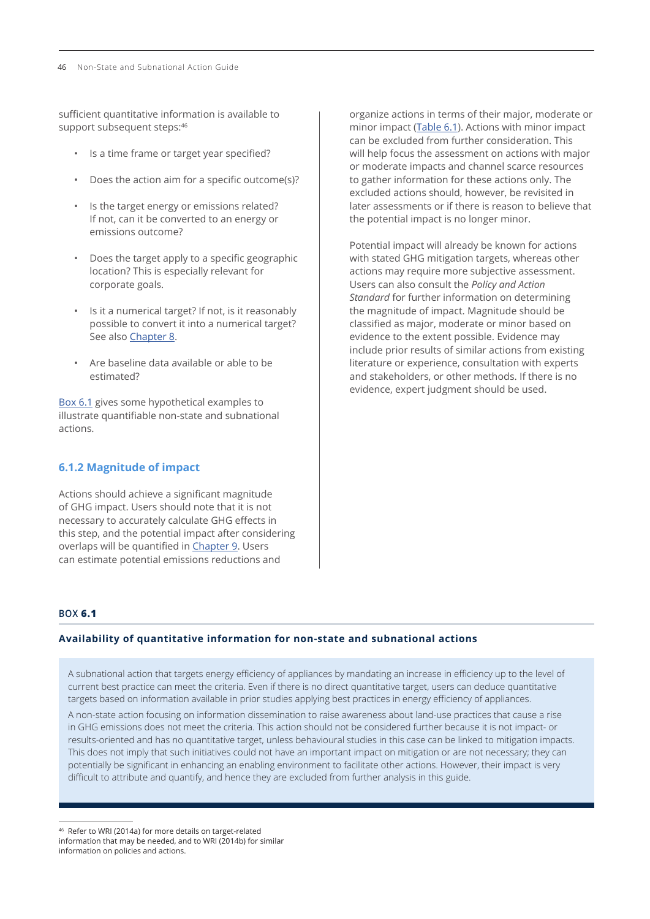sufficient quantitative information is available to support subsequent steps:[46]

- Is a time frame or target year specified?
- Does the action aim for a specific outcome(s)?
- Is the target energy or emissions related? If not, can it be converted to an energy or emissions outcome?
- Does the target apply to a specific geographic location? This is especially relevant for corporate goals.
- Is it a numerical target? If not, is it reasonably possible to convert it into a numerical target? See also Chapter 8.
- Are baseline data available or able to be estimated?

Box 6.1 gives some hypothetical examples to illustrate quantifiable non-state and subnational actions.

### 6.1.2 Magnitude of impact

Actions should achieve a significant magnitude of GHG impact. Users should note that it is not necessary to accurately calculate GHG effects in this step, and the potential impact after considering overlaps will be quantified in Chapter 9. Users can estimate potential emissions reductions and organize actions in terms of their major, moderate or minor impact (Table 6.1). Actions with minor impact can be excluded from further consideration. This will help focus the assessment on actions with major or moderate impacts and channel scarce resources to gather information for these actions only. The excluded actions should, however, be revisited in later assessments or if there is reason to believe that the potential impact is no longer minor.

Potential impact will already be known for actions with stated GHG mitigation targets, whereas other actions may require more subjective assessment. Users can also consult the *Policy and Action Standard* for further information on determining the magnitude of impact. Magnitude should be classified as major, moderate or minor based on evidence to the extent possible. Evidence may include prior results of similar actions from existing literature or experience, consultation with experts and stakeholders, or other methods. If there is no evidence, expert judgment should be used.

BOX **6.1**

**Availability of quantitative information for non-state and subnational actions**

A subnational action that targets energy efficiency of appliances by mandating an increase in efficiency up to the level of current best practice can meet the criteria. Even if there is no direct quantitative target, users can deduce quantitative targets based on information available in prior studies applying best practices in energy efficiency of appliances.

A non-state action focusing on information dissemination to raise awareness about land-use practices that cause a rise in GHG emissions does not meet the criteria. This action should not be considered further because it is not impact- or results-oriented and has no quantitative target, unless behavioural studies in this case can be linked to mitigation impacts. This does not imply that such initiatives could not have an important impact on mitigation or are not necessary; they can potentially be significant in enhancing an enabling environment to facilitate other actions. However, their impact is very difficult to attribute and quantify, and hence they are excluded from further analysis in this guide.

[46] Refer to WRI (2014a) for more details on target-related information that may be needed, and to WRI (2014b) for similar information on policies and actions.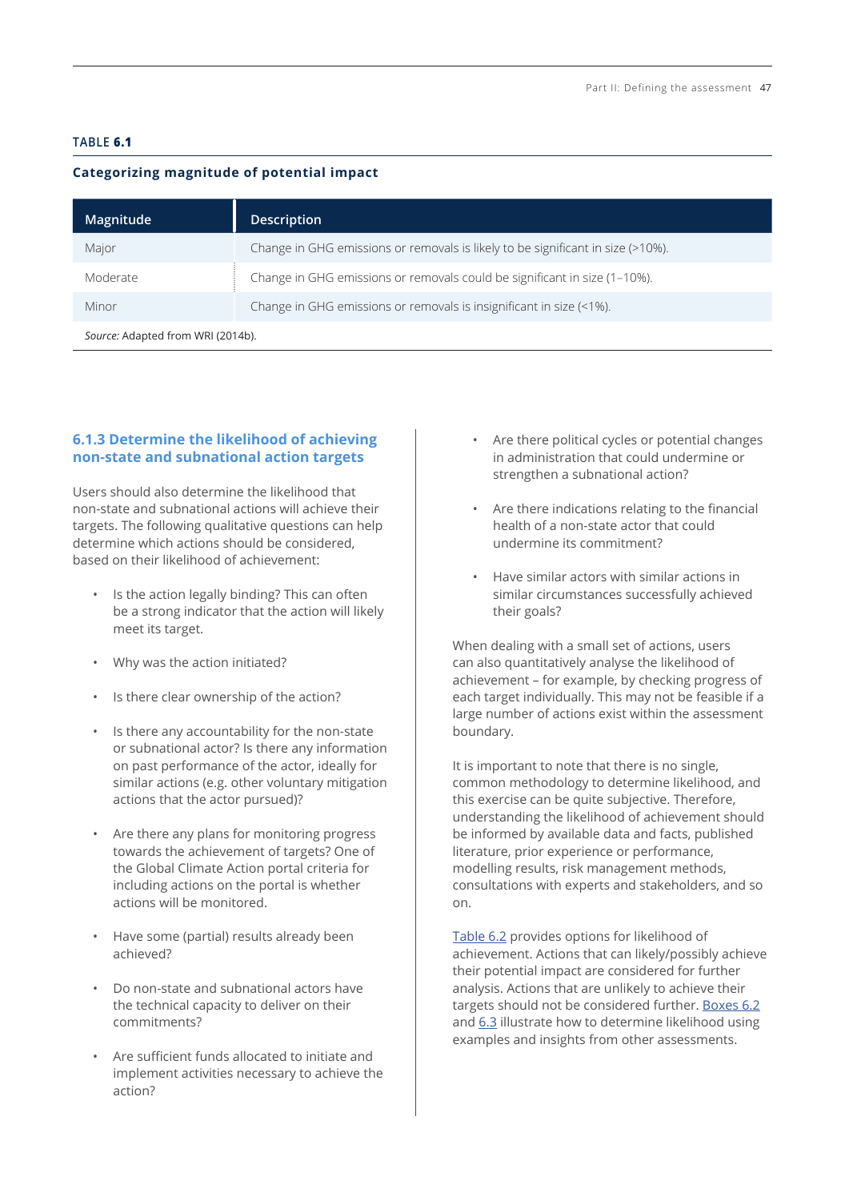**TABLE 6.1**

**Categorizing magnitude of potential impact**

| Magnitude | Description |
|---|---|
| Major | Change in GHG emissions or removals is likely to be significant in size (>10%). |
| Moderate | Change in GHG emissions or removals could be significant in size (1–10%). |
| Minor | Change in GHG emissions or removals is insignificant in size (<1%). |

*Source:* Adapted from WRI (2014b).

### 6.1.3 Determine the likelihood of achieving non-state and subnational action targets

Users should also determine the likelihood that non-state and subnational actions will achieve their targets. The following qualitative questions can help determine which actions should be considered, based on their likelihood of achievement:

- Is the action legally binding? This can often be a strong indicator that the action will likely meet its target.
- Why was the action initiated?
- Is there clear ownership of the action?
- Is there any accountability for the non-state or subnational actor? Is there any information on past performance of the actor, ideally for similar actions (e.g. other voluntary mitigation actions that the actor pursued)?
- Are there any plans for monitoring progress towards the achievement of targets? One of the Global Climate Action portal criteria for including actions on the portal is whether actions will be monitored.
- Have some (partial) results already been achieved?
- Do non-state and subnational actors have the technical capacity to deliver on their commitments?
- Are sufficient funds allocated to initiate and implement activities necessary to achieve the action?
- Are there political cycles or potential changes in administration that could undermine or strengthen a subnational action?
- Are there indications relating to the financial health of a non-state actor that could undermine its commitment?
- Have similar actors with similar actions in similar circumstances successfully achieved their goals?

When dealing with a small set of actions, users can also quantitatively analyse the likelihood of achievement – for example, by checking progress of each target individually. This may not be feasible if a large number of actions exist within the assessment boundary.

It is important to note that there is no single, common methodology to determine likelihood, and this exercise can be quite subjective. Therefore, understanding the likelihood of achievement should be informed by available data and facts, published literature, prior experience or performance, modelling results, risk management methods, consultations with experts and stakeholders, and so on.

Table 6.2 provides options for likelihood of achievement. Actions that can likely/possibly achieve their potential impact are considered for further analysis. Actions that are unlikely to achieve their targets should not be considered further. Boxes 6.2 and 6.3 illustrate how to determine likelihood using examples and insights from other assessments.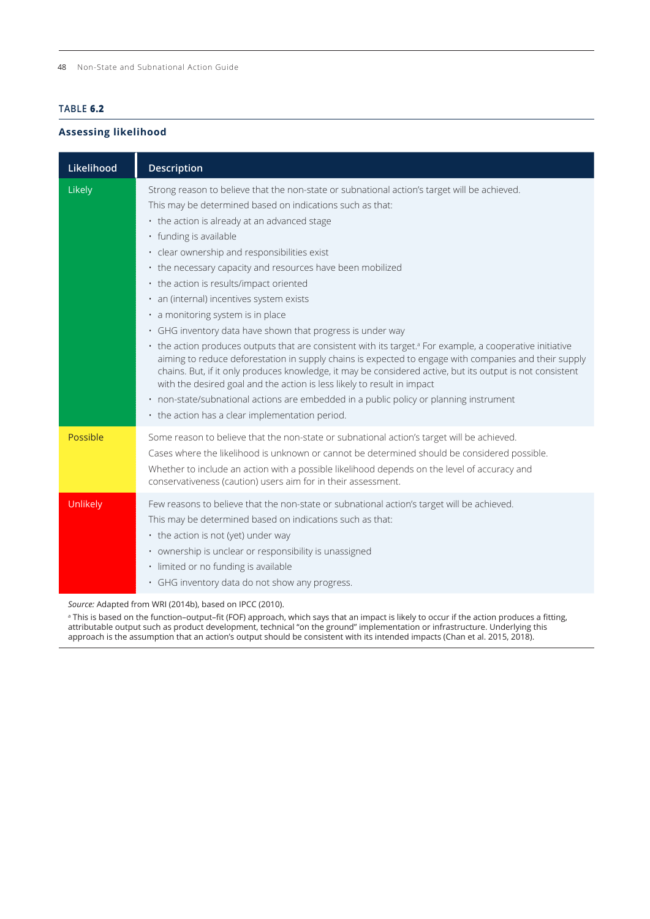**TABLE 6.2**

### Assessing likelihood

| Likelihood | Description |
|---|---|
| Likely | Strong reason to believe that the non-state or subnational action's target will be achieved.<br>This may be determined based on indications such as that:<br>• the action is already at an advanced stage<br>• funding is available<br>• clear ownership and responsibilities exist<br>• the necessary capacity and resources have been mobilized<br>• the action is results/impact oriented<br>• an (internal) incentives system exists<br>• a monitoring system is in place<br>• GHG inventory data have shown that progress is under way<br>• the action produces outputs that are consistent with its target.[a] For example, a cooperative initiative aiming to reduce deforestation in supply chains is expected to engage with companies and their supply chains. But, if it only produces knowledge, it may be considered active, but its output is not consistent with the desired goal and the action is less likely to result in impact<br>• non-state/subnational actions are embedded in a public policy or planning instrument<br>• the action has a clear implementation period. |
| Possible | Some reason to believe that the non-state or subnational action's target will be achieved.<br>Cases where the likelihood is unknown or cannot be determined should be considered possible.<br>Whether to include an action with a possible likelihood depends on the level of accuracy and conservativeness (caution) users aim for in their assessment. |
| Unlikely | Few reasons to believe that the non-state or subnational action's target will be achieved.<br>This may be determined based on indications such as that:<br>• the action is not (yet) under way<br>• ownership is unclear or responsibility is unassigned<br>• limited or no funding is available<br>• GHG inventory data do not show any progress. |

*Source:* Adapted from WRI (2014b), based on IPCC (2010).

[a] This is based on the function–output–fit (FOF) approach, which says that an impact is likely to occur if the action produces a fitting, attributable output such as product development, technical "on the ground" implementation or infrastructure. Underlying this approach is the assumption that an action's output should be consistent with its intended impacts (Chan et al. 2015, 2018).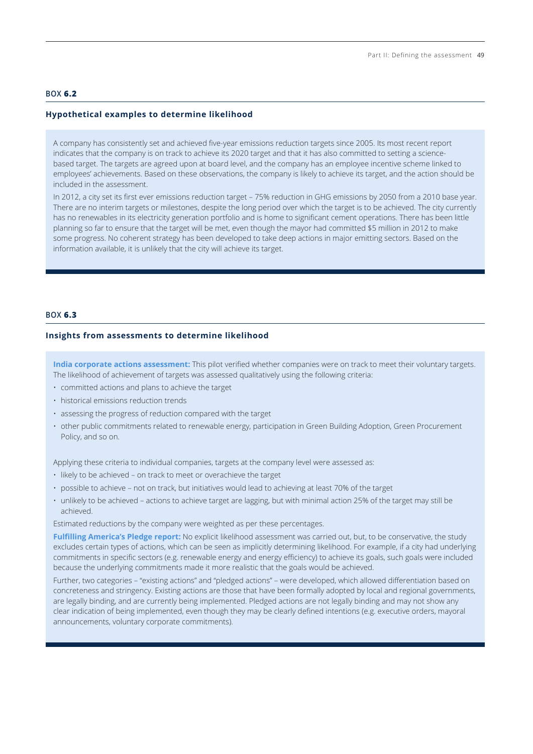BOX **6.2**

### Hypothetical examples to determine likelihood

A company has consistently set and achieved five-year emissions reduction targets since 2005. Its most recent report indicates that the company is on track to achieve its 2020 target and that it has also committed to setting a science-based target. The targets are agreed upon at board level, and the company has an employee incentive scheme linked to employees' achievements. Based on these observations, the company is likely to achieve its target, and the action should be included in the assessment.

In 2012, a city set its first ever emissions reduction target – 75% reduction in GHG emissions by 2050 from a 2010 base year. There are no interim targets or milestones, despite the long period over which the target is to be achieved. The city currently has no renewables in its electricity generation portfolio and is home to significant cement operations. There has been little planning so far to ensure that the target will be met, even though the mayor had committed $5 million in 2012 to make some progress. No coherent strategy has been developed to take deep actions in major emitting sectors. Based on the information available, it is unlikely that the city will achieve its target.

BOX **6.3**

### Insights from assessments to determine likelihood

**India corporate actions assessment:** This pilot verified whether companies were on track to meet their voluntary targets. The likelihood of achievement of targets was assessed qualitatively using the following criteria:

- committed actions and plans to achieve the target
- historical emissions reduction trends
- assessing the progress of reduction compared with the target
- other public commitments related to renewable energy, participation in Green Building Adoption, Green Procurement Policy, and so on.

Applying these criteria to individual companies, targets at the company level were assessed as:

- likely to be achieved – on track to meet or overachieve the target
- possible to achieve – not on track, but initiatives would lead to achieving at least 70% of the target
- unlikely to be achieved – actions to achieve target are lagging, but with minimal action 25% of the target may still be achieved.

Estimated reductions by the company were weighted as per these percentages.

**Fulfilling America's Pledge report:** No explicit likelihood assessment was carried out, but, to be conservative, the study excludes certain types of actions, which can be seen as implicitly determining likelihood. For example, if a city had underlying commitments in specific sectors (e.g. renewable energy and energy efficiency) to achieve its goals, such goals were included because the underlying commitments made it more realistic that the goals would be achieved.

Further, two categories – "existing actions" and "pledged actions" – were developed, which allowed differentiation based on concreteness and stringency. Existing actions are those that have been formally adopted by local and regional governments, are legally binding, and are currently being implemented. Pledged actions are not legally binding and may not show any clear indication of being implemented, even though they may be clearly defined intentions (e.g. executive orders, mayoral announcements, voluntary corporate commitments).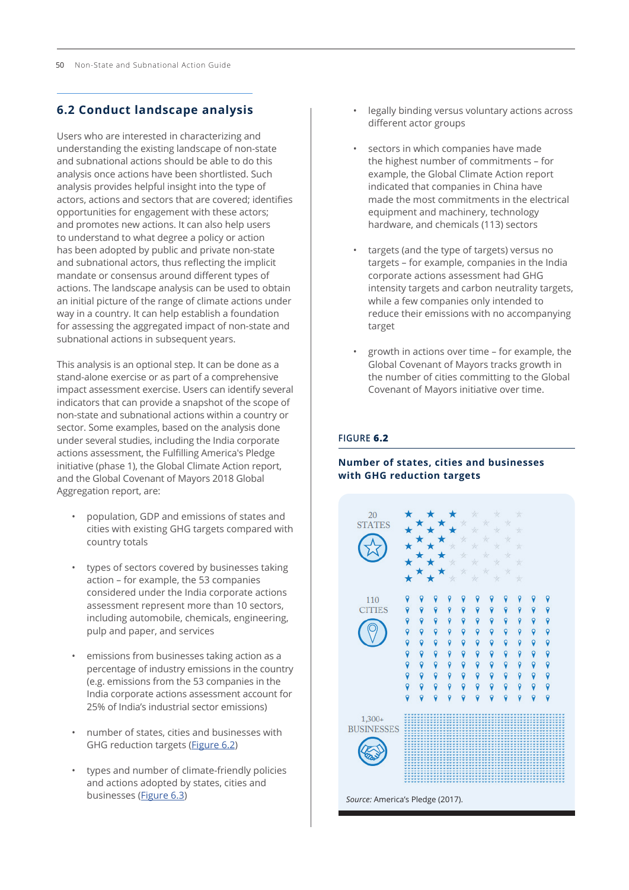## 6.2 Conduct landscape analysis

Users who are interested in characterizing and understanding the existing landscape of non-state and subnational actions should be able to do this analysis once actions have been shortlisted. Such analysis provides helpful insight into the type of actors, actions and sectors that are covered; identifies opportunities for engagement with these actors; and promotes new actions. It can also help users to understand to what degree a policy or action has been adopted by public and private non-state and subnational actors, thus reflecting the implicit mandate or consensus around different types of actions. The landscape analysis can be used to obtain an initial picture of the range of climate actions under way in a country. It can help establish a foundation for assessing the aggregated impact of non-state and subnational actions in subsequent years.

This analysis is an optional step. It can be done as a stand-alone exercise or as part of a comprehensive impact assessment exercise. Users can identify several indicators that can provide a snapshot of the scope of non-state and subnational actions within a country or sector. Some examples, based on the analysis done under several studies, including the India corporate actions assessment, the Fulfilling America's Pledge initiative (phase 1), the Global Climate Action report, and the Global Covenant of Mayors 2018 Global Aggregation report, are:

- population, GDP and emissions of states and cities with existing GHG targets compared with country totals
- types of sectors covered by businesses taking action – for example, the 53 companies considered under the India corporate actions assessment represent more than 10 sectors, including automobile, chemicals, engineering, pulp and paper, and services
- emissions from businesses taking action as a percentage of industry emissions in the country (e.g. emissions from the 53 companies in the India corporate actions assessment account for 25% of India's industrial sector emissions)
- number of states, cities and businesses with GHG reduction targets (Figure 6.2)
- types and number of climate-friendly policies and actions adopted by states, cities and businesses (Figure 6.3)
- legally binding versus voluntary actions across different actor groups
- sectors in which companies have made the highest number of commitments – for example, the Global Climate Action report indicated that companies in China have made the most commitments in the electrical equipment and machinery, technology hardware, and chemicals (113) sectors
- targets (and the type of targets) versus no targets – for example, companies in the India corporate actions assessment had GHG intensity targets and carbon neutrality targets, while a few companies only intended to reduce their emissions with no accompanying target
- growth in actions over time – for example, the Global Covenant of Mayors tracks growth in the number of cities committing to the Global Covenant of Mayors initiative over time.

FIGURE **6.2**

**Number of states, cities and businesses with GHG reduction targets**

20 STATES

110 CITIES

1,300+ BUSINESSES

*Source:* America's Pledge (2017).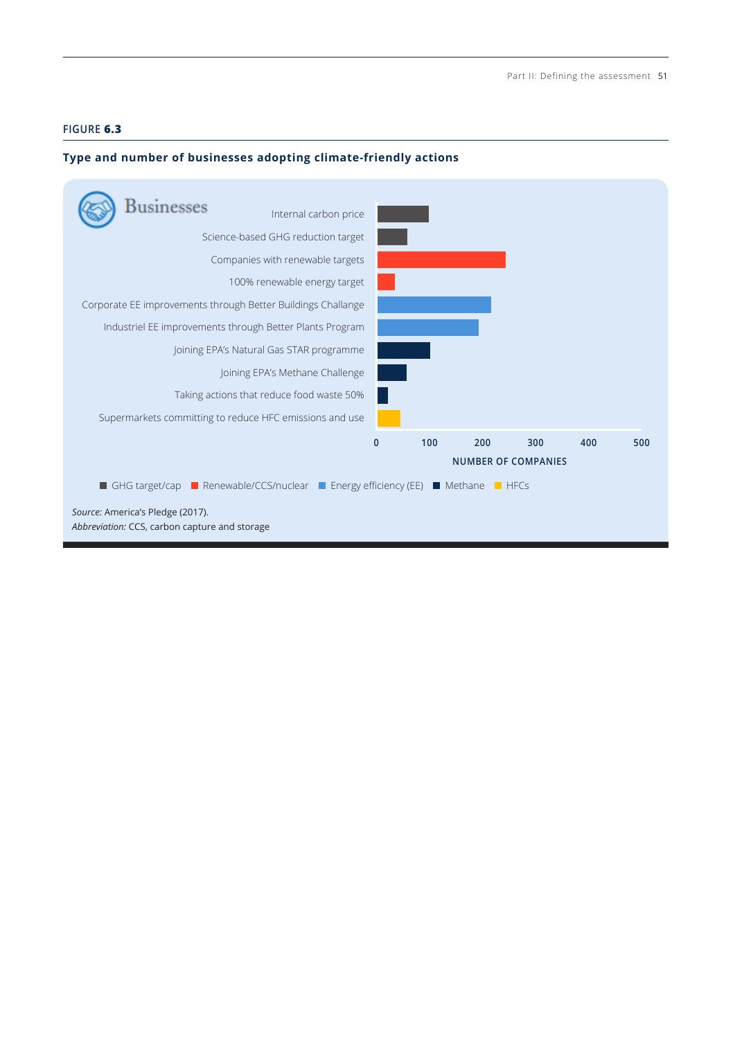**FIGURE 6.3**

**Type and number of businesses adopting climate-friendly actions**

Businesses

- Internal carbon price
- Science-based GHG reduction target
- Companies with renewable targets
- 100% renewable energy target
- Corporate EE improvements through Better Buildings Challange
- Industriel EE improvements through Better Plants Program
- Joining EPA's Natural Gas STAR programme
- Joining EPA's Methane Challenge
- Taking actions that reduce food waste 50%
- Supermarkets committing to reduce HFC emissions and use

0 100 200 300 400 500

NUMBER OF COMPANIES

GHG target/cap | Renewable/CCS/nuclear | Energy efficiency (EE) | Methane | HFCs

*Source:* America's Pledge (2017).
*Abbreviation:* CCS, carbon capture and storage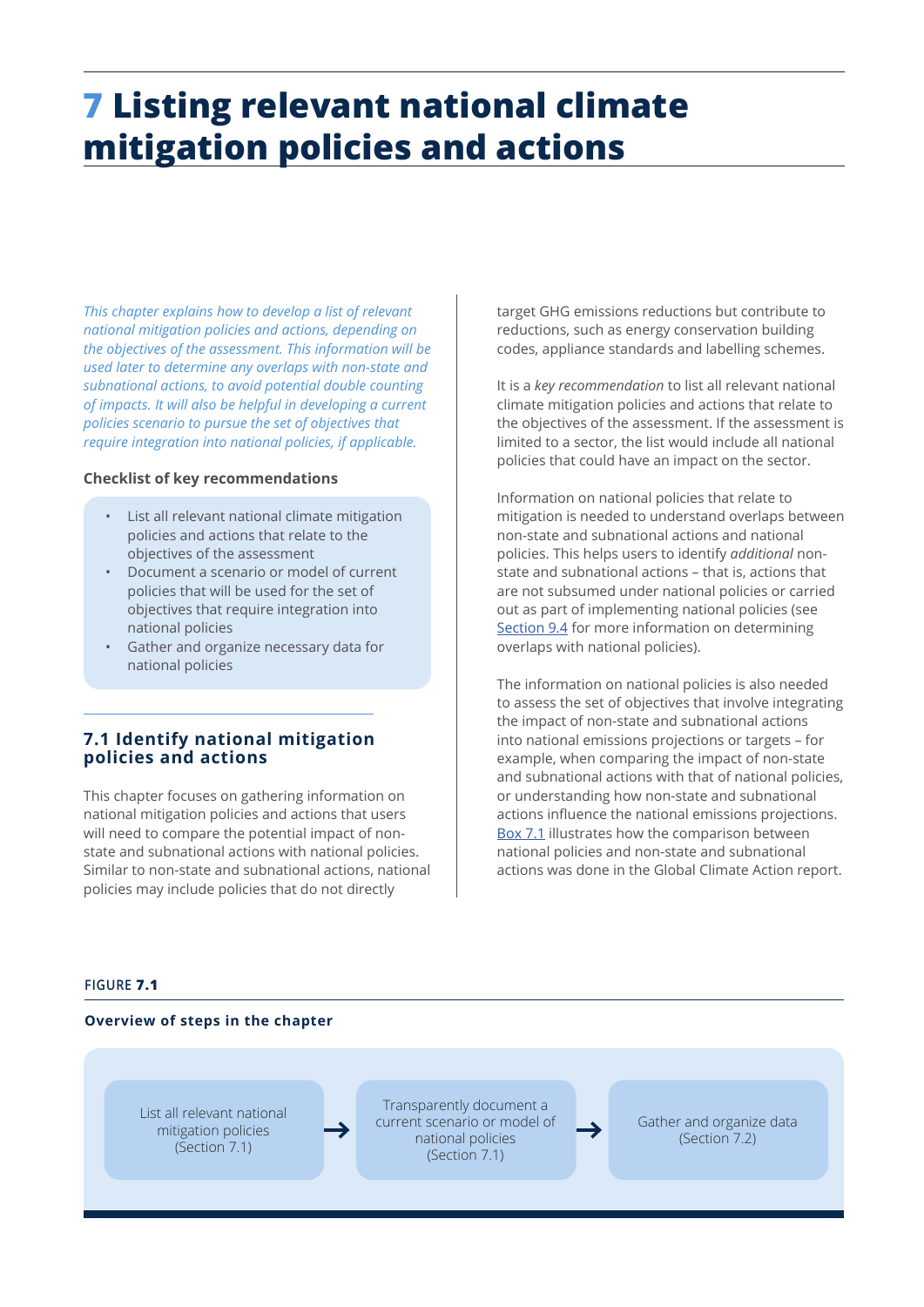# 7 Listing relevant national climate mitigation policies and actions

*This chapter explains how to develop a list of relevant national mitigation policies and actions, depending on the objectives of the assessment. This information will be used later to determine any overlaps with non-state and subnational actions, to avoid potential double counting of impacts. It will also be helpful in developing a current policies scenario to pursue the set of objectives that require integration into national policies, if applicable.*

**Checklist of key recommendations**

- List all relevant national climate mitigation policies and actions that relate to the objectives of the assessment
- Document a scenario or model of current policies that will be used for the set of objectives that require integration into national policies
- Gather and organize necessary data for national policies

## 7.1 Identify national mitigation policies and actions

This chapter focuses on gathering information on national mitigation policies and actions that users will need to compare the potential impact of non-state and subnational actions with national policies. Similar to non-state and subnational actions, national policies may include policies that do not directly target GHG emissions reductions but contribute to reductions, such as energy conservation building codes, appliance standards and labelling schemes.

It is a *key recommendation* to list all relevant national climate mitigation policies and actions that relate to the objectives of the assessment. If the assessment is limited to a sector, the list would include all national policies that could have an impact on the sector.

Information on national policies that relate to mitigation is needed to understand overlaps between non-state and subnational actions and national policies. This helps users to identify *additional* non-state and subnational actions – that is, actions that are not subsumed under national policies or carried out as part of implementing national policies (see Section 9.4 for more information on determining overlaps with national policies).

The information on national policies is also needed to assess the set of objectives that involve integrating the impact of non-state and subnational actions into national emissions projections or targets – for example, when comparing the impact of non-state and subnational actions with that of national policies, or understanding how non-state and subnational actions influence the national emissions projections. Box 7.1 illustrates how the comparison between national policies and non-state and subnational actions was done in the Global Climate Action report.

FIGURE **7.1**

**Overview of steps in the chapter**

List all relevant national mitigation policies (Section 7.1) → Transparently document a current scenario or model of national policies (Section 7.1) → Gather and organize data (Section 7.2)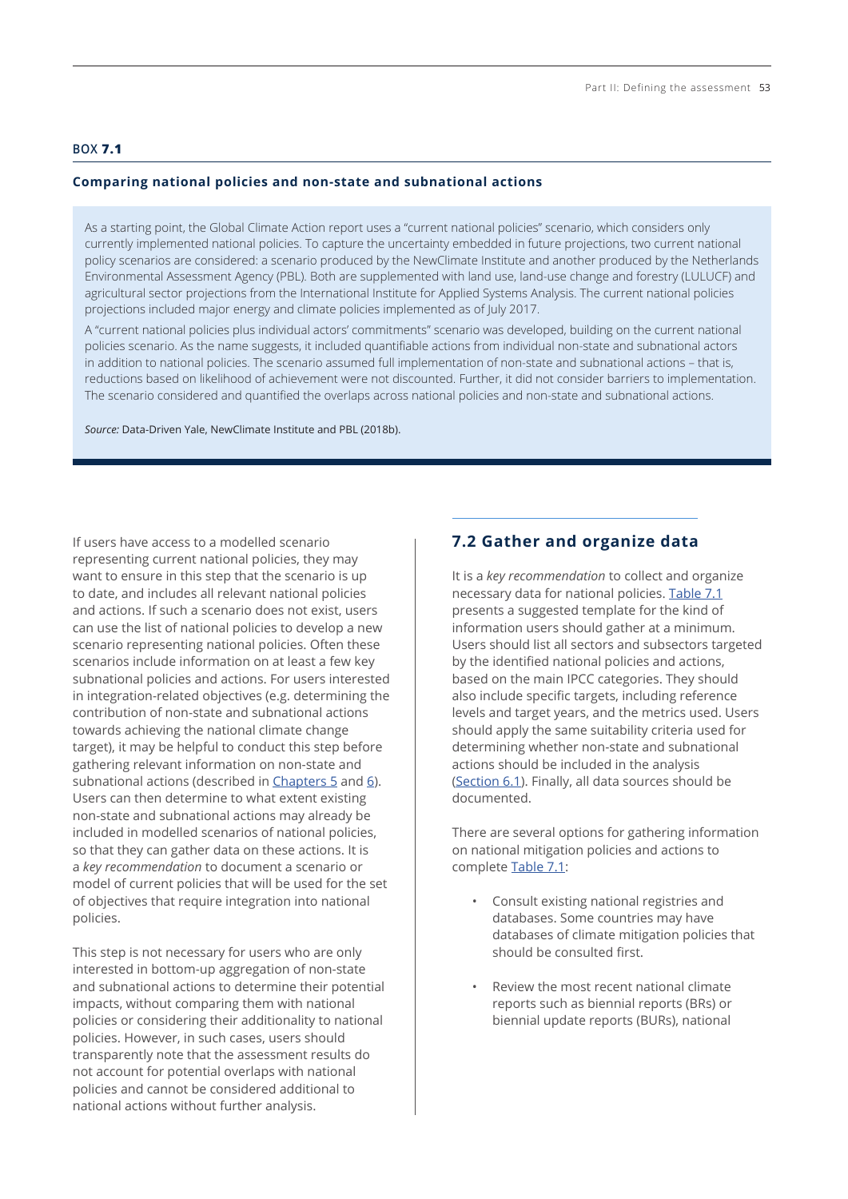**BOX 7.1**

**Comparing national policies and non-state and subnational actions**

As a starting point, the Global Climate Action report uses a "current national policies" scenario, which considers only currently implemented national policies. To capture the uncertainty embedded in future projections, two current national policy scenarios are considered: a scenario produced by the NewClimate Institute and another produced by the Netherlands Environmental Assessment Agency (PBL). Both are supplemented with land use, land-use change and forestry (LULUCF) and agricultural sector projections from the International Institute for Applied Systems Analysis. The current national policies projections included major energy and climate policies implemented as of July 2017.

A "current national policies plus individual actors' commitments" scenario was developed, building on the current national policies scenario. As the name suggests, it included quantifiable actions from individual non-state and subnational actors in addition to national policies. The scenario assumed full implementation of non-state and subnational actions – that is, reductions based on likelihood of achievement were not discounted. Further, it did not consider barriers to implementation. The scenario considered and quantified the overlaps across national policies and non-state and subnational actions.

*Source:* Data-Driven Yale, NewClimate Institute and PBL (2018b).

If users have access to a modelled scenario representing current national policies, they may want to ensure in this step that the scenario is up to date, and includes all relevant national policies and actions. If such a scenario does not exist, users can use the list of national policies to develop a new scenario representing national policies. Often these scenarios include information on at least a few key subnational policies and actions. For users interested in integration-related objectives (e.g. determining the contribution of non-state and subnational actions towards achieving the national climate change target), it may be helpful to conduct this step before gathering relevant information on non-state and subnational actions (described in Chapters 5 and 6). Users can then determine to what extent existing non-state and subnational actions may already be included in modelled scenarios of national policies, so that they can gather data on these actions. It is a *key recommendation* to document a scenario or model of current policies that will be used for the set of objectives that require integration into national policies.

This step is not necessary for users who are only interested in bottom-up aggregation of non-state and subnational actions to determine their potential impacts, without comparing them with national policies or considering their additionality to national policies. However, in such cases, users should transparently note that the assessment results do not account for potential overlaps with national policies and cannot be considered additional to national actions without further analysis.

## 7.2 Gather and organize data

It is a *key recommendation* to collect and organize necessary data for national policies. Table 7.1 presents a suggested template for the kind of information users should gather at a minimum. Users should list all sectors and subsectors targeted by the identified national policies and actions, based on the main IPCC categories. They should also include specific targets, including reference levels and target years, and the metrics used. Users should apply the same suitability criteria used for determining whether non-state and subnational actions should be included in the analysis (Section 6.1). Finally, all data sources should be documented.

There are several options for gathering information on national mitigation policies and actions to complete Table 7.1:

- Consult existing national registries and databases. Some countries may have databases of climate mitigation policies that should be consulted first.
- Review the most recent national climate reports such as biennial reports (BRs) or biennial update reports (BURs), national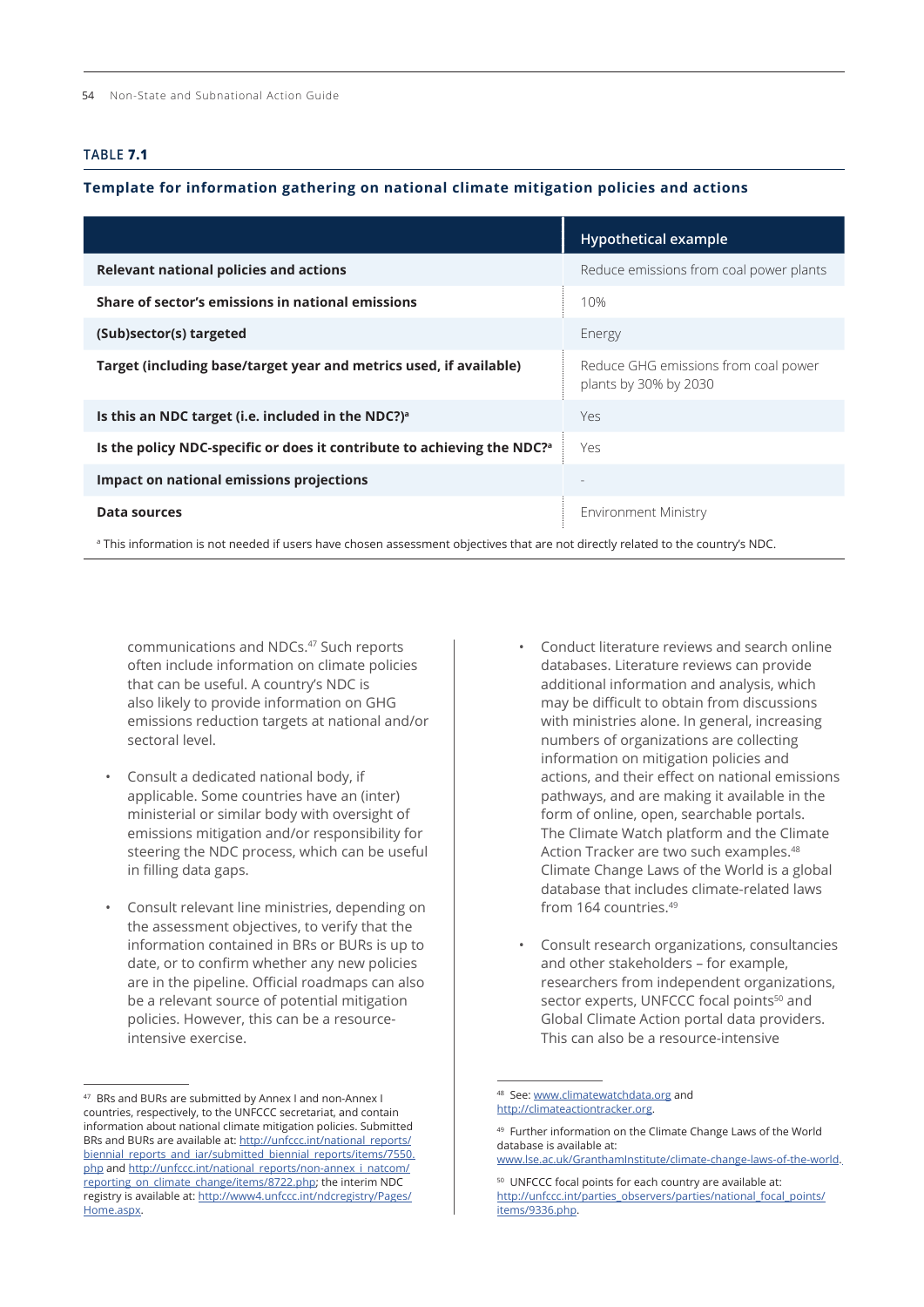**TABLE 7.1**

**Template for information gathering on national climate mitigation policies and actions**

| | Hypothetical example |
|---|---|
| **Relevant national policies and actions** | Reduce emissions from coal power plants |
| **Share of sector's emissions in national emissions** | 10% |
| **(Sub)sector(s) targeted** | Energy |
| **Target (including base/target year and metrics used, if available)** | Reduce GHG emissions from coal power plants by 30% by 2030 |
| **Is this an NDC target (i.e. included in the NDC?)**[a] | Yes |
| **Is the policy NDC-specific or does it contribute to achieving the NDC?**[a] | Yes |
| **Impact on national emissions projections** | - |
| **Data sources** | Environment Ministry |

[a] This information is not needed if users have chosen assessment objectives that are not directly related to the country's NDC.

communications and NDCs.[47] Such reports often include information on climate policies that can be useful. A country's NDC is also likely to provide information on GHG emissions reduction targets at national and/or sectoral level.

- Consult a dedicated national body, if applicable. Some countries have an (inter) ministerial or similar body with oversight of emissions mitigation and/or responsibility for steering the NDC process, which can be useful in filling data gaps.
- Consult relevant line ministries, depending on the assessment objectives, to verify that the information contained in BRs or BURs is up to date, or to confirm whether any new policies are in the pipeline. Official roadmaps can also be a relevant source of potential mitigation policies. However, this can be a resource-intensive exercise.
- Conduct literature reviews and search online databases. Literature reviews can provide additional information and analysis, which may be difficult to obtain from discussions with ministries alone. In general, increasing numbers of organizations are collecting information on mitigation policies and actions, and their effect on national emissions pathways, and are making it available in the form of online, open, searchable portals. The Climate Watch platform and the Climate Action Tracker are two such examples.[48] Climate Change Laws of the World is a global database that includes climate-related laws from 164 countries.[49]
- Consult research organizations, consultancies and other stakeholders – for example, researchers from independent organizations, sector experts, UNFCCC focal points[50] and Global Climate Action portal data providers. This can also be a resource-intensive

[47] BRs and BURs are submitted by Annex I and non-Annex I countries, respectively, to the UNFCCC secretariat, and contain information about national climate mitigation policies. Submitted BRs and BURs are available at: http://unfccc.int/national_reports/biennial_reports_and_iar/submitted_biennial_reports/items/7550.php and http://unfccc.int/national_reports/non-annex_i_natcom/reporting_on_climate_change/items/8722.php; the interim NDC registry is available at: http://www4.unfccc.int/ndcregistry/Pages/Home.aspx.

[48] See: www.climatewatchdata.org and http://climateactiontracker.org.

[49] Further information on the Climate Change Laws of the World database is available at: www.lse.ac.uk/GranthamInstitute/climate-change-laws-of-the-world.

[50] UNFCCC focal points for each country are available at: http://unfccc.int/parties_observers/parties/national_focal_points/items/9336.php.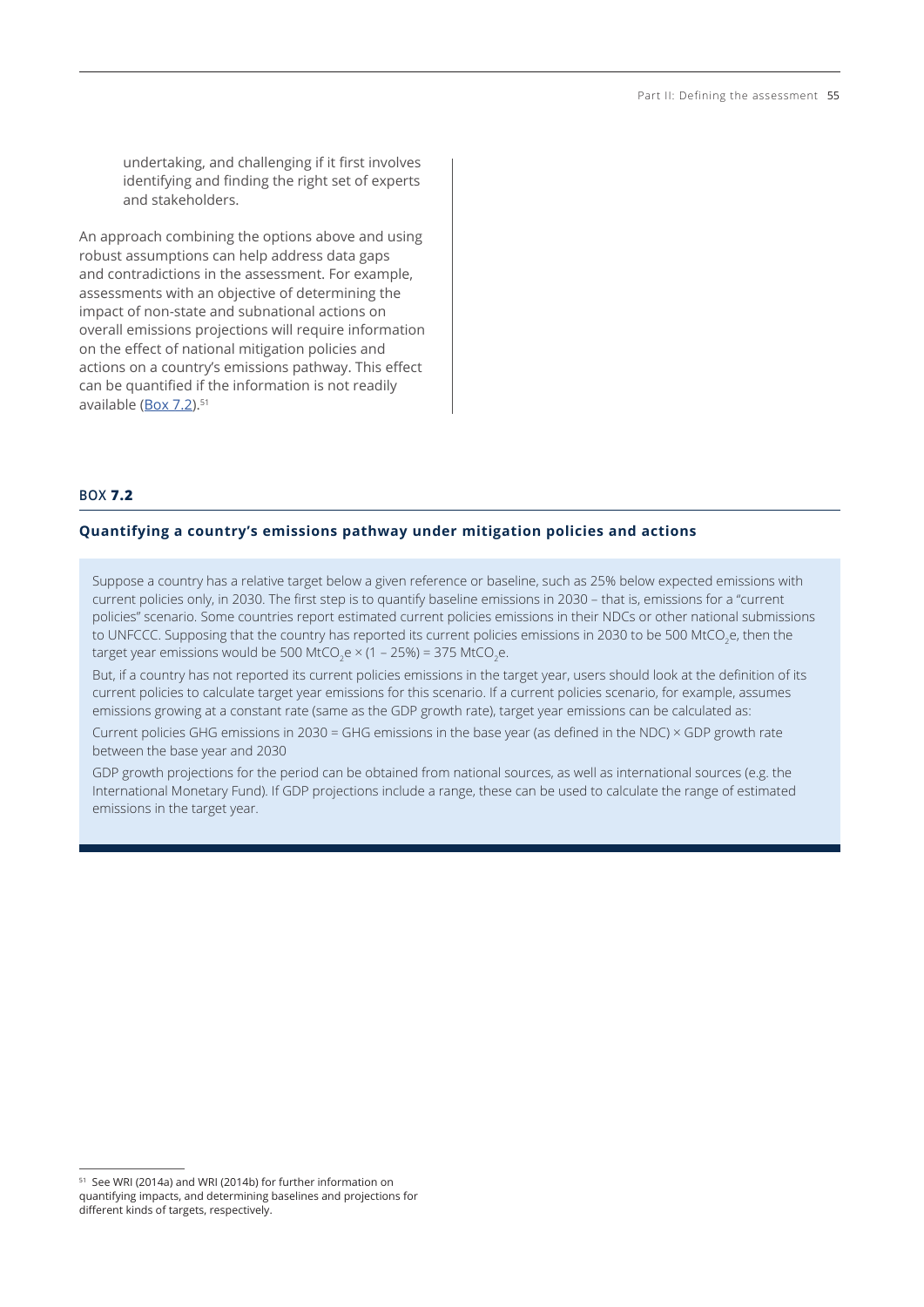undertaking, and challenging if it first involves identifying and finding the right set of experts and stakeholders.

An approach combining the options above and using robust assumptions can help address data gaps and contradictions in the assessment. For example, assessments with an objective of determining the impact of non-state and subnational actions on overall emissions projections will require information on the effect of national mitigation policies and actions on a country's emissions pathway. This effect can be quantified if the information is not readily available (Box 7.2).[51]

BOX **7.2**

### Quantifying a country's emissions pathway under mitigation policies and actions

Suppose a country has a relative target below a given reference or baseline, such as 25% below expected emissions with current policies only, in 2030. The first step is to quantify baseline emissions in 2030 – that is, emissions for a "current policies" scenario. Some countries report estimated current policies emissions in their NDCs or other national submissions to UNFCCC. Supposing that the country has reported its current policies emissions in 2030 to be 500 $MtCO_2e$, then the target year emissions would be 500 $MtCO_2e \times (1 - 25\%) = 375$ $MtCO_2e$.

But, if a country has not reported its current policies emissions in the target year, users should look at the definition of its current policies to calculate target year emissions for this scenario. If a current policies scenario, for example, assumes emissions growing at a constant rate (same as the GDP growth rate), target year emissions can be calculated as:

Current policies GHG emissions in 2030 = GHG emissions in the base year (as defined in the NDC) × GDP growth rate between the base year and 2030

GDP growth projections for the period can be obtained from national sources, as well as international sources (e.g. the International Monetary Fund). If GDP projections include a range, these can be used to calculate the range of estimated emissions in the target year.

---

[51] See WRI (2014a) and WRI (2014b) for further information on quantifying impacts, and determining baselines and projections for different kinds of targets, respectively.